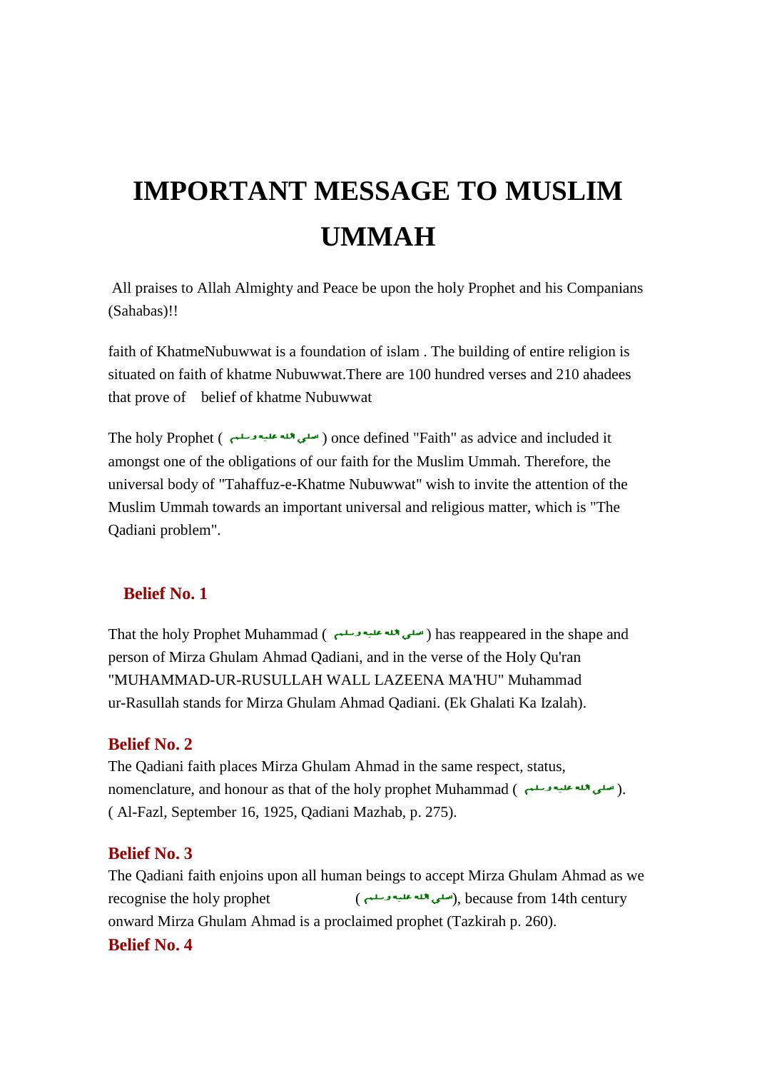# IMPORTANT MESSAGE TO MUSLIM UMMAH

All praises to Allah Almighty and Peace be upon the holy Prophet and his Companians (Sahabas)!!

faith of KhatmeNubuwwat is a foundation of islam . The building of entire religion is situated on faith of khatme Nubuwwat.There are 100 hundred verses and 210 ahadees that prove of belief of khatme Nubuwwat

The holy Prophet ( صلى الله عليه وسلم ) once defined "Faith" as advice and included it amongst one of the obligations of our faith for the Muslim Ummah. Therefore, the universal body of "Tahaffuz-e-Khatme Nubuwwat" wish to invite the attention of the Muslim Ummah towards an important universal and religious matter, which is "The Qadiani problem".

### Belief No. 1

That the holy Prophet Muhammad ( صلى الله عليه وسلم ) has reappeared in the shape and person of Mirza Ghulam Ahmad Qadiani, and in the verse of the Holy Qu'ran "MUHAMMAD-UR-RUSULLAH WALL LAZEENA MA'HU" Muhammad ur-Rasullah stands for Mirza Ghulam Ahmad Qadiani. (Ek Ghalati Ka Izalah).

### Belief No. 2

The Qadiani faith places Mirza Ghulam Ahmad in the same respect, status, nomenclature, and honour as that of the holy prophet Muhammad ( صلى الله عليه وسلم ). ( Al-Fazl, September 16, 1925, Qadiani Mazhab, p. 275).

### Belief No. 3

The Qadiani faith enjoins upon all human beings to accept Mirza Ghulam Ahmad as we recognise the holy prophet ( صلى الله عليه وسلم ), because from 14th century onward Mirza Ghulam Ahmad is a proclaimed prophet (Tazkirah p. 260).

### Belief No. 4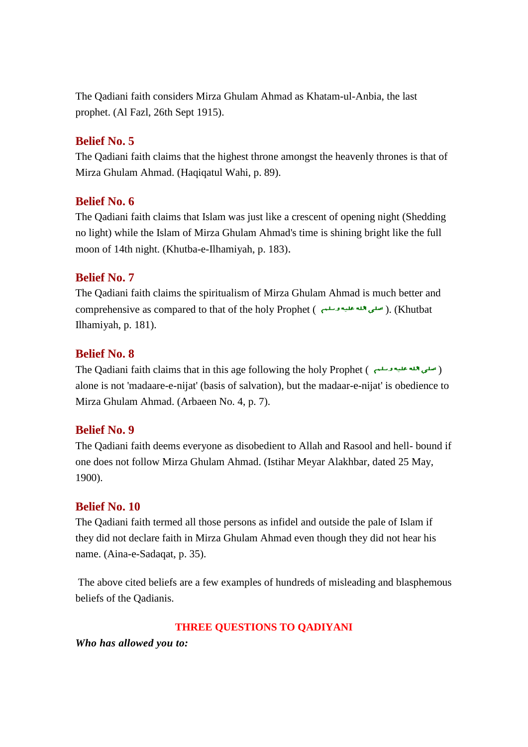The Qadiani faith considers Mirza Ghulam Ahmad as Khatam-ul-Anbia, the last prophet. (Al Fazl, 26th Sept 1915).

### Belief No. 5

The Qadiani faith claims that the highest throne amongst the heavenly thrones is that of Mirza Ghulam Ahmad. (Haqiqatul Wahi, p. 89).

### Belief No. 6

The Qadiani faith claims that Islam was just like a crescent of opening night (Shedding no light) while the Islam of Mirza Ghulam Ahmad's time is shining bright like the full moon of 14th night. (Khutba-e-Ilhamiyah, p. 183).

### Belief No. 7

The Qadiani faith claims the spiritualism of Mirza Ghulam Ahmad is much better and comprehensive as compared to that of the holy Prophet ( صلى الله عليه وسلم ). (Khutbat Ilhamiyah, p. 181).

### Belief No. 8

The Qadiani faith claims that in this age following the holy Prophet ( صلى الله عليه وسلم ) alone is not 'madaare-e-nijat' (basis of salvation), but the madaar-e-nijat' is obedience to Mirza Ghulam Ahmad. (Arbaeen No. 4, p. 7).

### Belief No. 9

The Qadiani faith deems everyone as disobedient to Allah and Rasool and hell- bound if one does not follow Mirza Ghulam Ahmad. (Istihar Meyar Alakhbar, dated 25 May, 1900).

### Belief No. 10

The Qadiani faith termed all those persons as infidel and outside the pale of Islam if they did not declare faith in Mirza Ghulam Ahmad even though they did not hear his name. (Aina-e-Sadaqat, p. 35).

The above cited beliefs are a few examples of hundreds of misleading and blasphemous beliefs of the Qadianis.

## THREE QUESTIONS TO QADIYANI

***Who has allowed you to:***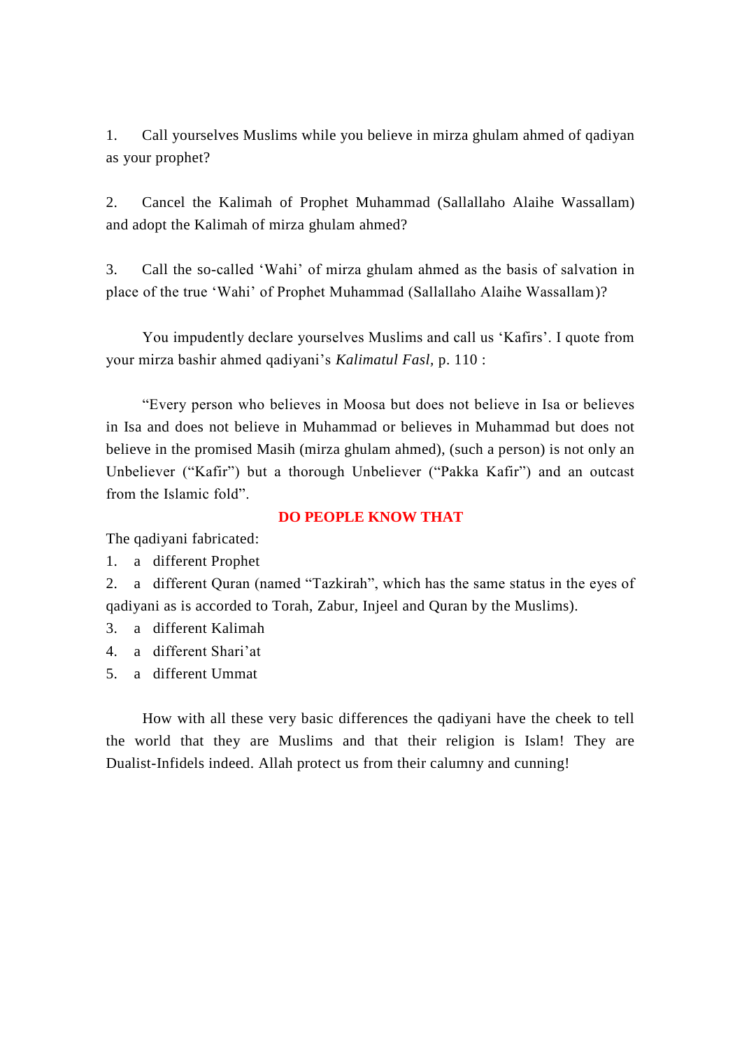1. Call yourselves Muslims while you believe in mirza ghulam ahmed of qadiyan as your prophet?

2. Cancel the Kalimah of Prophet Muhammad (Sallallaho Alaihe Wassallam) and adopt the Kalimah of mirza ghulam ahmed?

3. Call the so-called 'Wahi' of mirza ghulam ahmed as the basis of salvation in place of the true 'Wahi' of Prophet Muhammad (Sallallaho Alaihe Wassallam)?

You impudently declare yourselves Muslims and call us 'Kafirs'. I quote from your mirza bashir ahmed qadiyani's *Kalimatul Fasl,* p. 110 :

"Every person who believes in Moosa but does not believe in Isa or believes in Isa and does not believe in Muhammad or believes in Muhammad but does not believe in the promised Masih (mirza ghulam ahmed), (such a person) is not only an Unbeliever ("Kafir") but a thorough Unbeliever ("Pakka Kafir") and an outcast from the Islamic fold".

**DO PEOPLE KNOW THAT**

The qadiyani fabricated:

1. a different Prophet
2. a different Quran (named "Tazkirah", which has the same status in the eyes of qadiyani as is accorded to Torah, Zabur, Injeel and Quran by the Muslims).
3. a different Kalimah
4. a different Shari'at
5. a different Ummat

How with all these very basic differences the qadiyani have the cheek to tell the world that they are Muslims and that their religion is Islam! They are Dualist-Infidels indeed. Allah protect us from their calumny and cunning!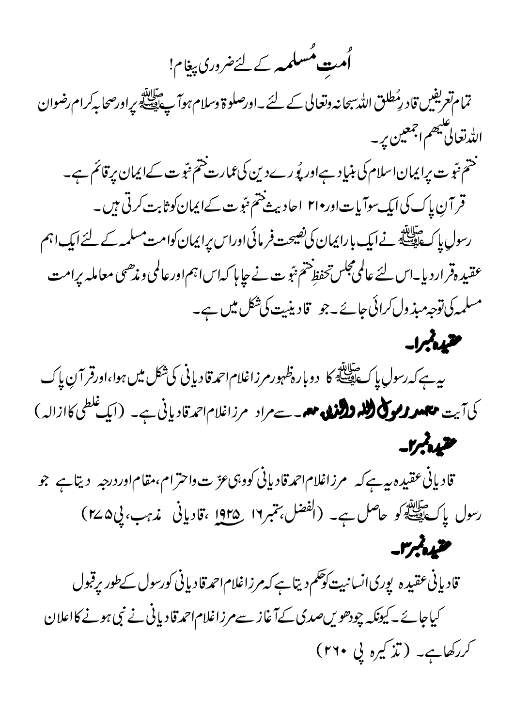# اُمتِ مُسلمہ کے لئے ضروری پیغام!

تمام تعریفیں قادرِ مُطلق اللہ سبحانہ وتعالی کے لئے۔ اور صلوۃ وسلام ہو آپ ﷺ پر اور صحابہ کرام رضوان اللہ تعالی علیہم اجمعین پر۔

ختمِ نبّوت پر ایمان اسلام کی بنیاد ہے اور پُورے دین کی عمارت ختمِ نبّوت کے ایمان پر قائم ہے۔

قرآنِ پاک کی ایک سو آیات اور ۲۱۰ احادیث ختمِ نبّوت کے ایمان کو ثابت کرتی ہیں۔

رسولِ پاک ﷺ نے ایک بار ایمان کی نصیحت فرمائی اور اس پر ایمان کو امت مسلمہ کے لئے ایک اہم عقیدہ قرار دیا۔ اس لئے عالمی مجلس تحفظِ ختمِ نبّوت نے چاہا کہ اس اہم اور عالمی و مذھبی معاملہ پر امت مسلمہ کی توجہ مبذول کرائی جائے۔ جو قادینیت کی شکل میں ہے۔

## عقیدہ نمبر ۱۔

یہ ہے کہ رسولِ پاک ﷺ کا دوبارہ ظہور مرزا غلام احمد قادیانی کی شکل میں ہوا، اور قرآنِ پاک کی آیت **محمد رسول اللہ والذین معہ**۔ سے مراد مرزا غلام احمد قادیانی ہے۔ (ایک غلطی کا ازالہ)

## عقیدہ نمبر ۲۔

قادیانی عقیدہ یہ ہے کہ مرزا غلام احمد قادیانی کو وہی عزّت واحترام، مقام اور درجہ دیتا ہے جو رسول پاک ﷺ کو حاصل ہے۔ (الفضل، ستمبر ۱۶ ۱۹۲۵ء، قادیانی مذہب، پی ۲۷۵)

## عقیدہ نمبر ۳۔

قادیانی عقیدہ پوری انسانیت کو حکم دیتا ہے کہ مرزا غلام احمد قادیانی کو رسول کے طور پر قبول کیا جائے۔ کیونکہ چودھویں صدی کے آغاز سے مرزا غلام احمد قادیانی نے نبی ہونے کا اعلان کر رکھا ہے۔ (تذکیرہ پی ۲۶۰)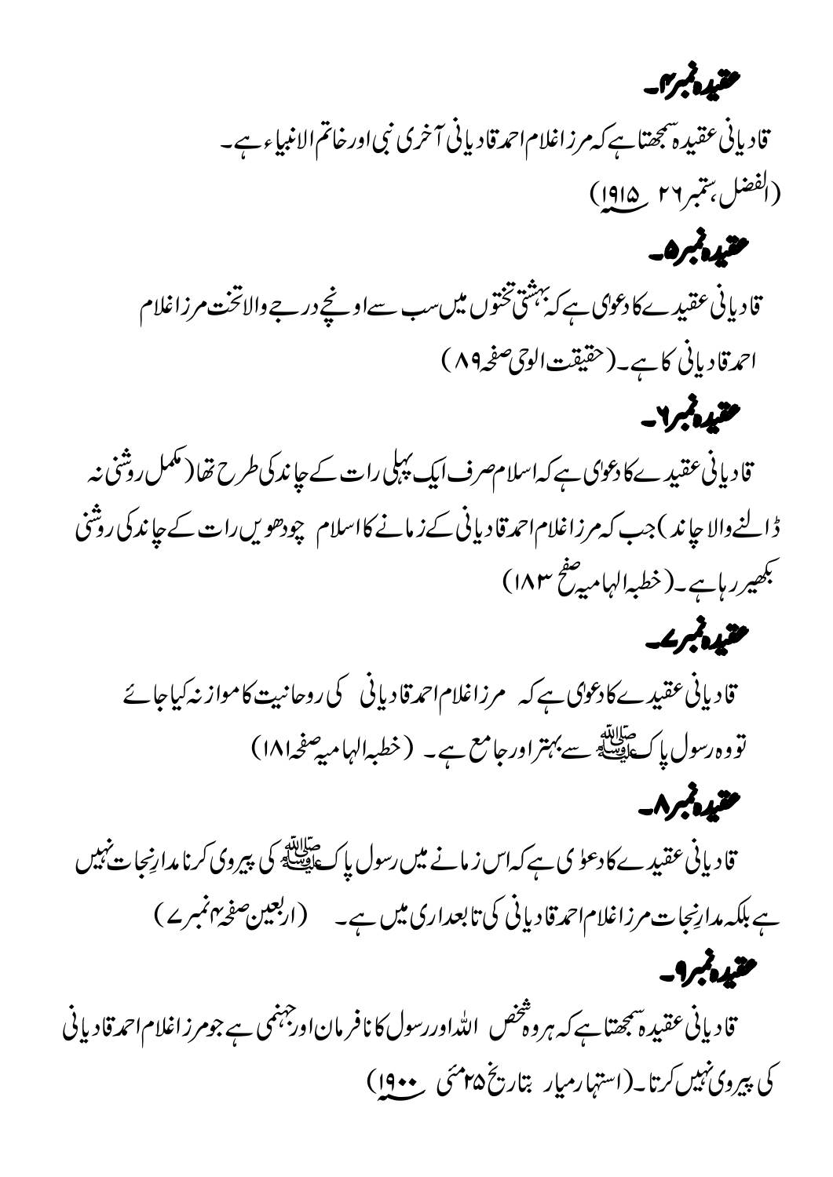## عقیدہ نمبر۴۔

قادیانی عقیدہ سمجھتا ہے کہ مرزا غلام احمد قادیانی آخری نبی اور خاتم الانبیاء ہے۔
(الفضل، ستمبر ۲۶ ۱۹۱۵ء)

## عقیدہ نمبر۵۔

قادیانی عقیدے کا دعوی ہے کہ بہشتی تختوں میں سب سے اونچے درجے والا تخت مرزا غلام احمد قادیانی کا ہے۔ (حقیقت الوحی صفحہ ۸۹)

## عقیدہ نمبر۶۔

قادیانی عقیدے کا دعوی ہے کہ اسلام صرف ایک پہلی رات کے چاند کی طرح تھا (مکمل روشنی نہ ڈالنے والا چاند) جب کہ مرزا غلام احمد قادیانی کے زمانے کا اسلام چودھویں رات کے چاند کی روشنی بکھیر رہا ہے۔ (خطبہ الہامیہ صفحہ ۱۸۳)

## عقیدہ نمبر۷۔

قادیانی عقیدے کا دعوی ہے کہ مرزا غلام احمد قادیانی کی روحانیت کا موازنہ کیا جائے تو وہ رسول پاک ﷺ سے بہتر اور جامع ہے۔ (خطبہ الہامیہ صفحہ ۱۸۱)

## عقیدہ نمبر۸۔

قادیانی عقیدے کا دعوی ہے کہ اس زمانے میں رسول پاک ﷺ کی پیروی کرنا مدارِ نجات نہیں ہے بلکہ مدارِ نجات مرزا غلام احمد قادیانی کی تابعداری میں ہے۔ (اربعین صفحہ ۴ نمبر ۷)

## عقیدہ نمبر۹۔

قادیانی عقیدہ سمجھتا ہے کہ ہر وہ شخص اللہ اور رسول کا نافرمان اور جہنمی ہے جو مرزا غلام احمد قادیانی کی پیروی نہیں کرتا۔ (اشتہار معیار بتاریخ ۲۵ مئی ۱۹۰۰ء)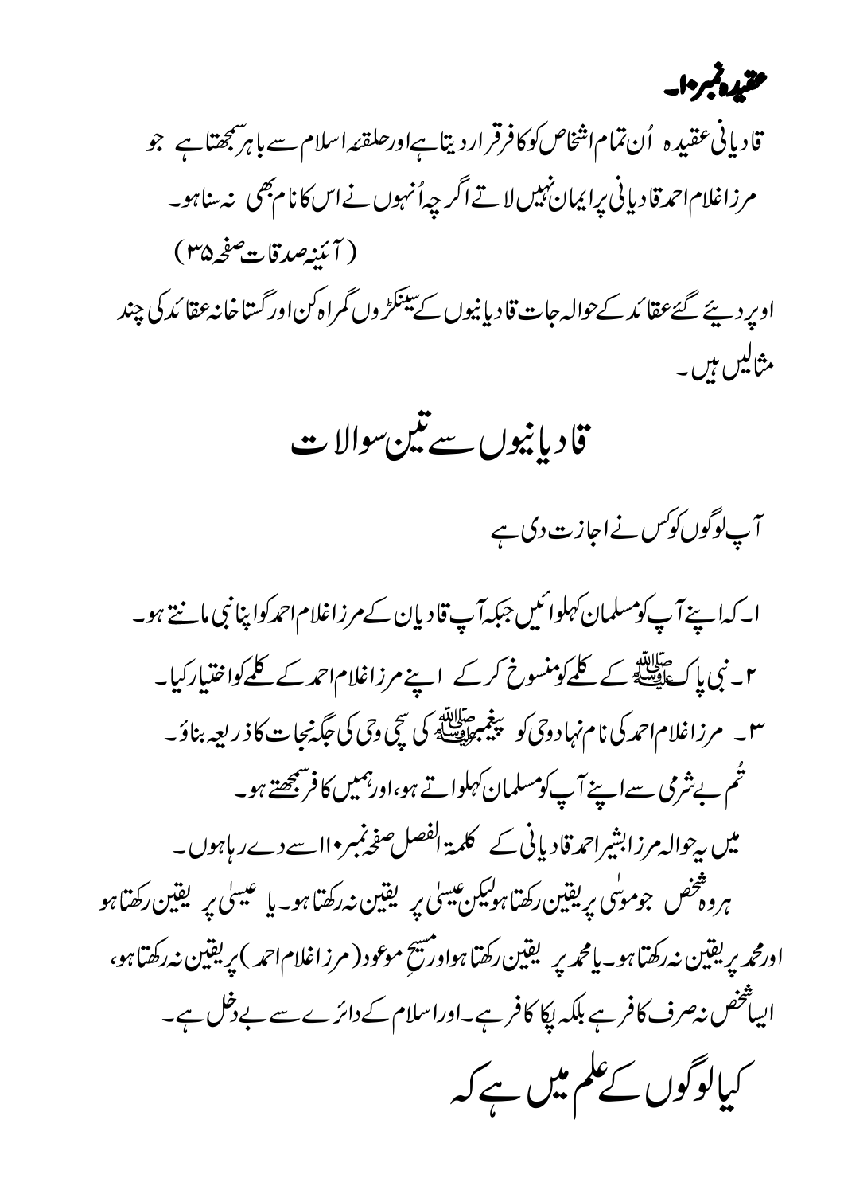**عقیدہ نمبر ۱۰۔**

قادیانی عقیدہ اُن تمام اشخاص کو کافر قرار دیتا ہے اور حلقۂ اسلام سے باہر سمجھتا ہے جو مرزا غلام احمد قادیانی پر ایمان نہیں لاتے اگر چہ اُنہوں نے اس کا نام بھی نہ سنا ہو۔

(آئینہ صدقات صفحہ ۳۵)

اوپر دیئے گئے عقائد کے حوالہ جات قادیانیوں کے سینکڑوں گمراہ کن اور گستاخانہ عقائد کی چند مثالیں ہیں۔

## قادیانیوں سے تین سوالات

آپ لوگوں کو کس نے اجازت دی ہے

۱۔ کہ اپنے آپ کو مسلمان کہلوائیں جبکہ آپ قادیان کے مرزا غلام احمد کو اپنا نبی مانتے ہو۔

۲۔ نبی پاک ﷺ کے کلمے کو منسوخ کر کے اپنے مرزا غلام احمد کے کلمے کو اختیار کیا۔

۳۔ مرزا غلام احمد کی نام نہاد وحی کو پیغمبر ﷺ کی سچی وحی کی جگہ نجات کا ذریعہ بناؤ۔

تُم بے شرمی سے اپنے آپ کو مسلمان کہلواتے ہو، اور ہمیں کافر سمجھتے ہو۔

میں یہ حوالہ مرزا بشیر احمد قادیانی کے کلمۃ الفصل صفحہ نمبر ۱۱۰ سے دے رہا ہوں۔

ہر وہ شخص جو موسیٰ پر یقین رکھتا ہو لیکن عیسیٰ پر یقین نہ رکھتا ہو۔ یا عیسیٰ پر یقین رکھتا ہو اور محمد پر یقین نہ رکھتا ہو۔ یا محمد پر یقین رکھتا ہو اور مسیحِ موعود (مرزا غلام احمد) پر یقین نہ رکھتا ہو، ایسا شخص نہ صرف کافر ہے بلکہ پکا کافر ہے۔ اور اسلام کے دائرے سے بے دخل ہے۔

## کیا لوگوں کے علم میں ہے کہ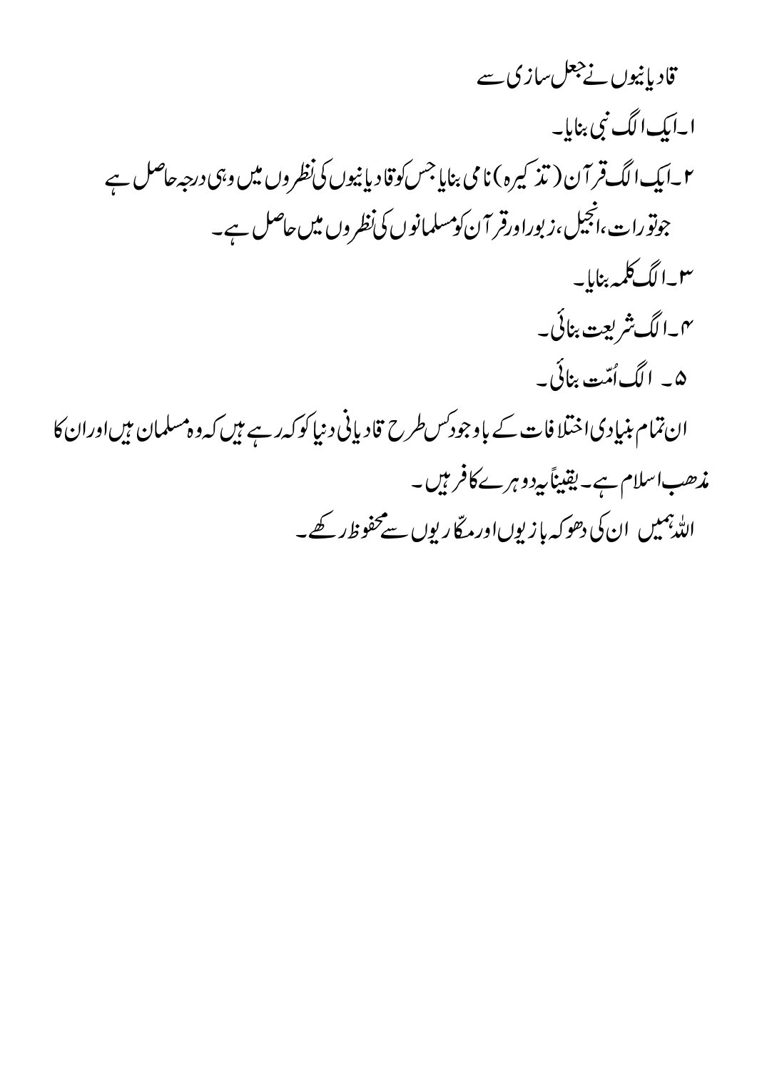قادیانیوں نے جعل سازی سے

۱۔ایک الگ نبی بنایا۔

۲۔ایک الگ قرآن (تذکیرہ) نامی بنایا جس کو قادیانیوں کی نظروں میں وہی درجہ حاصل ہے جو تورات، انجیل، زبور اور قرآن کو مسلمانوں کی نظروں میں حاصل ہے۔

۳۔الگ کلمہ بنایا۔

۴۔الگ شریعت بنائی۔

۵۔ الگ اُمّت بنائی۔

ان تمام بنیادی اختلافات کے باوجود کس طرح قادیانی دنیا کو کہہ رہے ہیں کہ وہ مسلمان ہیں اور ان کا مذہب اسلام ہے۔ یقیناً یہ دوہرے کافر ہیں۔

اللہ ہمیں ان کی دھوکہ بازیوں اور مکّاریوں سے محفوظ رکھے۔